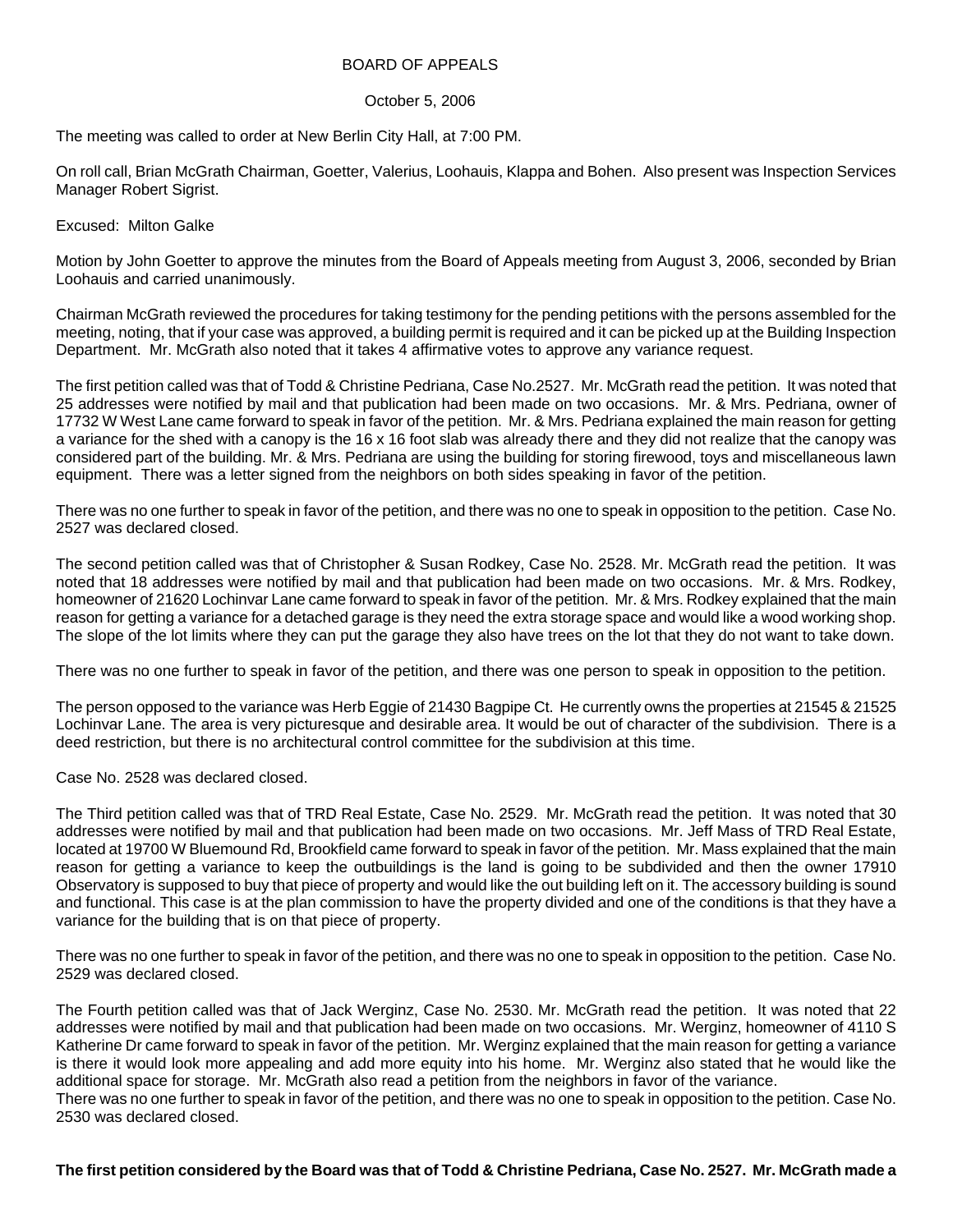BOARD OF APPEALS

October 5, 2006

The meeting was called to order at New Berlin City Hall, at 7:00 PM.

On roll call, Brian McGrath Chairman, Goetter, Valerius, Loohauis, Klappa and Bohen. Also present was Inspection Services Manager Robert Sigrist.

Excused: Milton Galke

Motion by John Goetter to approve the minutes from the Board of Appeals meeting from August 3, 2006, seconded by Brian Loohauis and carried unanimously.

Chairman McGrath reviewed the procedures for taking testimony for the pending petitions with the persons assembled for the meeting, noting, that if your case was approved, a building permit is required and it can be picked up at the Building Inspection Department. Mr. McGrath also noted that it takes 4 affirmative votes to approve any variance request.

The first petition called was that of Todd & Christine Pedriana, Case No.2527. Mr. McGrath read the petition. It was noted that 25 addresses were notified by mail and that publication had been made on two occasions. Mr. & Mrs. Pedriana, owner of 17732 W West Lane came forward to speak in favor of the petition. Mr. & Mrs. Pedriana explained the main reason for getting a variance for the shed with a canopy is the 16 x 16 foot slab was already there and they did not realize that the canopy was considered part of the building. Mr. & Mrs. Pedriana are using the building for storing firewood, toys and miscellaneous lawn equipment. There was a letter signed from the neighbors on both sides speaking in favor of the petition.

There was no one further to speak in favor of the petition, and there was no one to speak in opposition to the petition. Case No. 2527 was declared closed.

The second petition called was that of Christopher & Susan Rodkey, Case No. 2528. Mr. McGrath read the petition. It was noted that 18 addresses were notified by mail and that publication had been made on two occasions. Mr. & Mrs. Rodkey, homeowner of 21620 Lochinvar Lane came forward to speak in favor of the petition. Mr. & Mrs. Rodkey explained that the main reason for getting a variance for a detached garage is they need the extra storage space and would like a wood working shop. The slope of the lot limits where they can put the garage they also have trees on the lot that they do not want to take down.

There was no one further to speak in favor of the petition, and there was one person to speak in opposition to the petition.

The person opposed to the variance was Herb Eggie of 21430 Bagpipe Ct. He currently owns the properties at 21545 & 21525 Lochinvar Lane. The area is very picturesque and desirable area. It would be out of character of the subdivision. There is a deed restriction, but there is no architectural control committee for the subdivision at this time.

Case No. 2528 was declared closed.

The Third petition called was that of TRD Real Estate, Case No. 2529. Mr. McGrath read the petition. It was noted that 30 addresses were notified by mail and that publication had been made on two occasions. Mr. Jeff Mass of TRD Real Estate, located at 19700 W Bluemound Rd, Brookfield came forward to speak in favor of the petition. Mr. Mass explained that the main reason for getting a variance to keep the outbuildings is the land is going to be subdivided and then the owner 17910 Observatory is supposed to buy that piece of property and would like the out building left on it. The accessory building is sound and functional. This case is at the plan commission to have the property divided and one of the conditions is that they have a variance for the building that is on that piece of property.

There was no one further to speak in favor of the petition, and there was no one to speak in opposition to the petition. Case No. 2529 was declared closed.

The Fourth petition called was that of Jack Werginz, Case No. 2530. Mr. McGrath read the petition. It was noted that 22 addresses were notified by mail and that publication had been made on two occasions. Mr. Werginz, homeowner of 4110 S Katherine Dr came forward to speak in favor of the petition. Mr. Werginz explained that the main reason for getting a variance is there it would look more appealing and add more equity into his home. Mr. Werginz also stated that he would like the additional space for storage. Mr. McGrath also read a petition from the neighbors in favor of the variance.
There was no one further to speak in favor of the petition, and there was no one to speak in opposition to the petition. Case No. 2530 was declared closed.

**The first petition considered by the Board was that of Todd & Christine Pedriana, Case No. 2527. Mr. McGrath made a**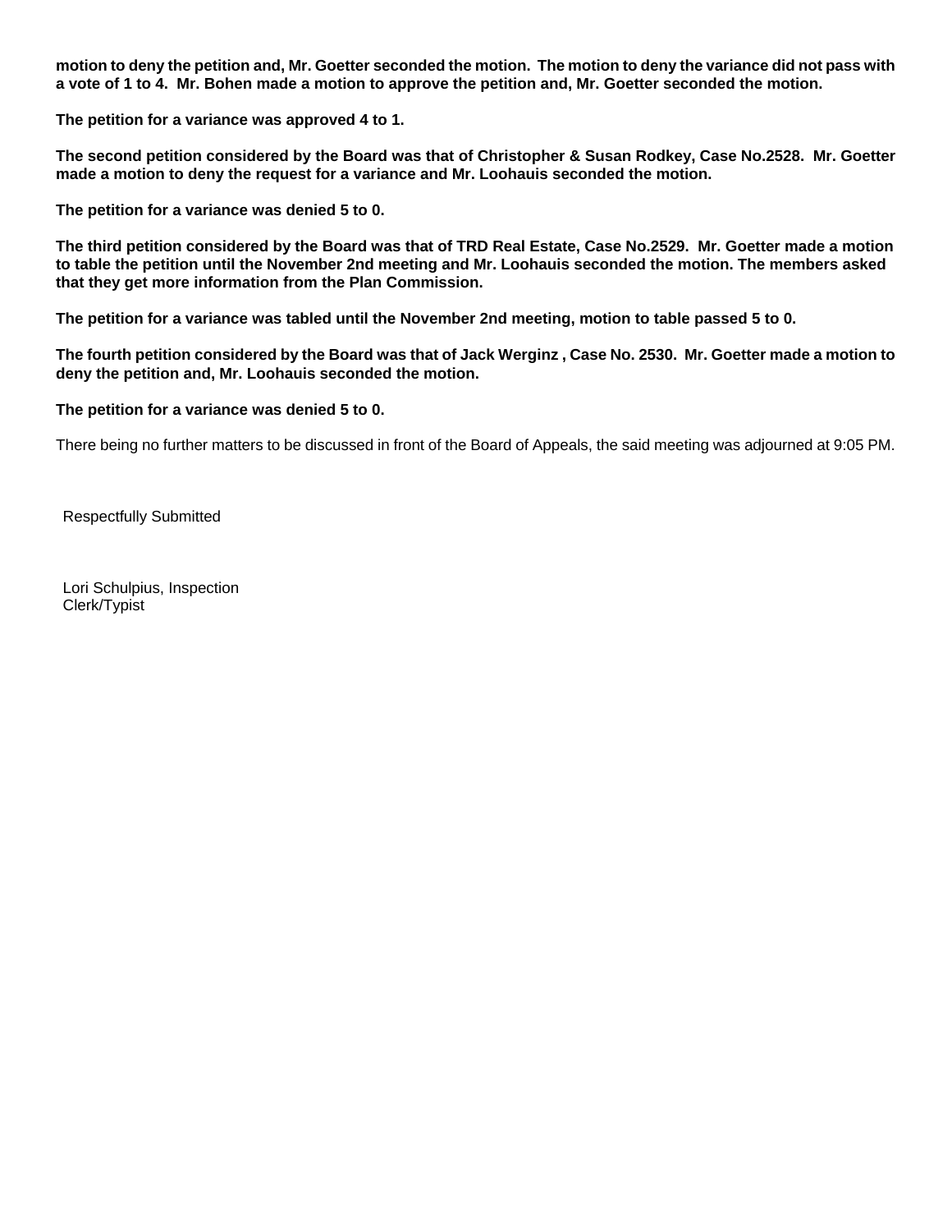**motion to deny the petition and, Mr. Goetter seconded the motion. The motion to deny the variance did not pass with a vote of 1 to 4. Mr. Bohen made a motion to approve the petition and, Mr. Goetter seconded the motion.**

**The petition for a variance was approved 4 to 1.**

**The second petition considered by the Board was that of Christopher & Susan Rodkey, Case No.2528. Mr. Goetter made a motion to deny the request for a variance and Mr. Loohauis seconded the motion.**

**The petition for a variance was denied 5 to 0.**

**The third petition considered by the Board was that of TRD Real Estate, Case No.2529. Mr. Goetter made a motion to table the petition until the November 2nd meeting and Mr. Loohauis seconded the motion. The members asked that they get more information from the Plan Commission.**

**The petition for a variance was tabled until the November 2nd meeting, motion to table passed 5 to 0.**

**The fourth petition considered by the Board was that of Jack Werginz , Case No. 2530. Mr. Goetter made a motion to deny the petition and, Mr. Loohauis seconded the motion.**

**The petition for a variance was denied 5 to 0.**

There being no further matters to be discussed in front of the Board of Appeals, the said meeting was adjourned at 9:05 PM.

Respectfully Submitted

Lori Schulpius, Inspection
Clerk/Typist